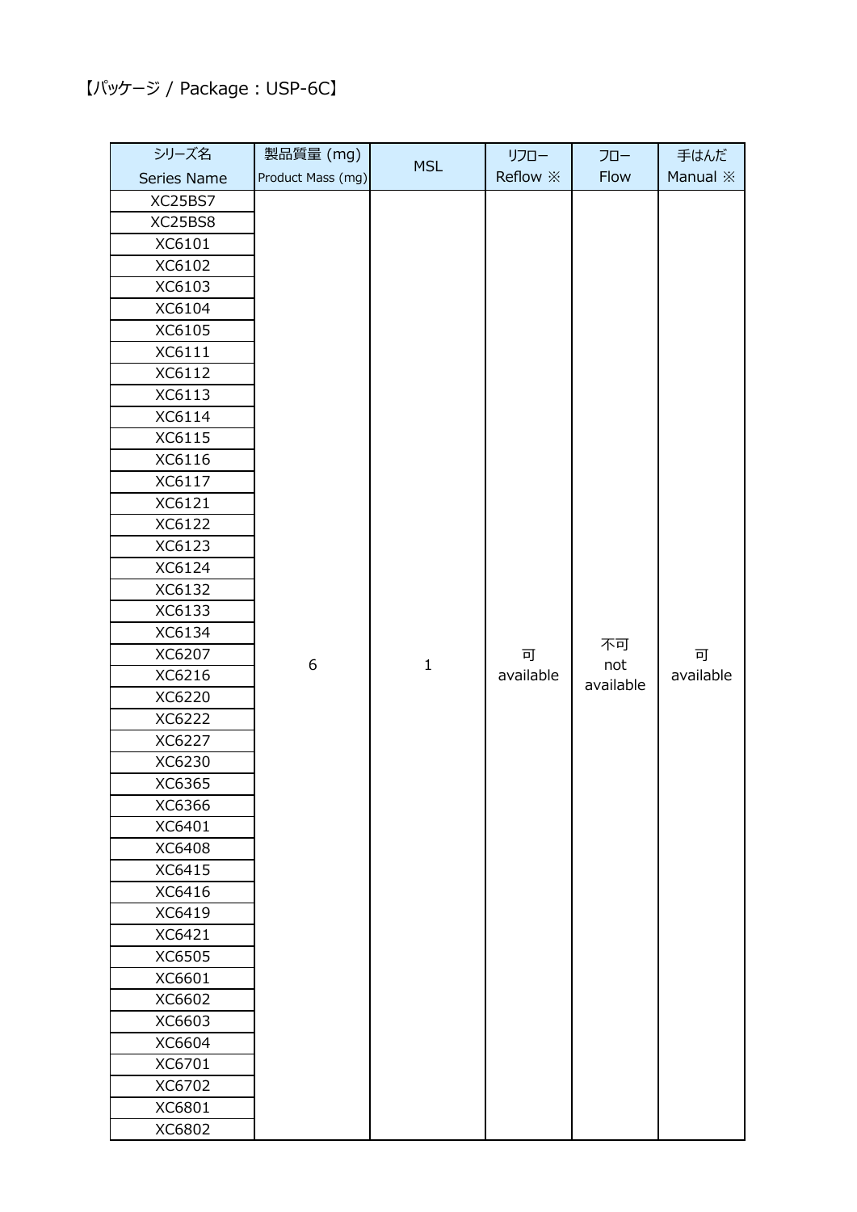【パッケージ / Package : USP-6C】

| シリーズ名 Series Name | 製品質量 (mg) Product Mass (mg) | MSL | リフロー Reflow ※ | フロー Flow | 手はんだ Manual ※ |
|---|---|---|---|---|---|
| XC25BS7 | 6 | 1 | 可 available | 不可 not available | 可 available |
| XC25BS8 | | | | | |
| XC6101 | | | | | |
| XC6102 | | | | | |
| XC6103 | | | | | |
| XC6104 | | | | | |
| XC6105 | | | | | |
| XC6111 | | | | | |
| XC6112 | | | | | |
| XC6113 | | | | | |
| XC6114 | | | | | |
| XC6115 | | | | | |
| XC6116 | | | | | |
| XC6117 | | | | | |
| XC6121 | | | | | |
| XC6122 | | | | | |
| XC6123 | | | | | |
| XC6124 | | | | | |
| XC6132 | | | | | |
| XC6133 | | | | | |
| XC6134 | | | | | |
| XC6207 | | | | | |
| XC6216 | | | | | |
| XC6220 | | | | | |
| XC6222 | | | | | |
| XC6227 | | | | | |
| XC6230 | | | | | |
| XC6365 | | | | | |
| XC6366 | | | | | |
| XC6401 | | | | | |
| XC6408 | | | | | |
| XC6415 | | | | | |
| XC6416 | | | | | |
| XC6419 | | | | | |
| XC6421 | | | | | |
| XC6505 | | | | | |
| XC6601 | | | | | |
| XC6602 | | | | | |
| XC6603 | | | | | |
| XC6604 | | | | | |
| XC6701 | | | | | |
| XC6702 | | | | | |
| XC6801 | | | | | |
| XC6802 | | | | | |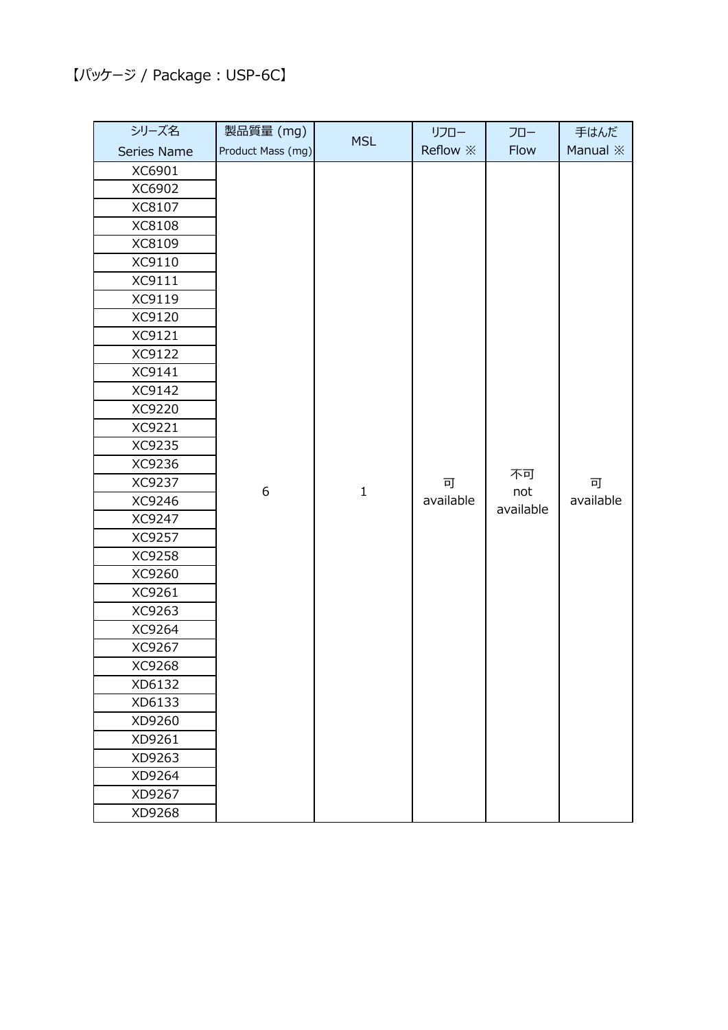【パッケージ / Package : USP-6C】

| シリーズ名 Series Name | 製品質量 (mg) Product Mass (mg) | MSL | リフロー Reflow ※ | フロー Flow | 手はんだ Manual ※ |
|---|---|---|---|---|---|
| XC6901 | 6 | 1 | 可 available | 不可 not available | 可 available |
| XC6902 | | | | | |
| XC8107 | | | | | |
| XC8108 | | | | | |
| XC8109 | | | | | |
| XC9110 | | | | | |
| XC9111 | | | | | |
| XC9119 | | | | | |
| XC9120 | | | | | |
| XC9121 | | | | | |
| XC9122 | | | | | |
| XC9141 | | | | | |
| XC9142 | | | | | |
| XC9220 | | | | | |
| XC9221 | | | | | |
| XC9235 | | | | | |
| XC9236 | | | | | |
| XC9237 | | | | | |
| XC9246 | | | | | |
| XC9247 | | | | | |
| XC9257 | | | | | |
| XC9258 | | | | | |
| XC9260 | | | | | |
| XC9261 | | | | | |
| XC9263 | | | | | |
| XC9264 | | | | | |
| XC9267 | | | | | |
| XC9268 | | | | | |
| XD6132 | | | | | |
| XD6133 | | | | | |
| XD9260 | | | | | |
| XD9261 | | | | | |
| XD9263 | | | | | |
| XD9264 | | | | | |
| XD9267 | | | | | |
| XD9268 | | | | | |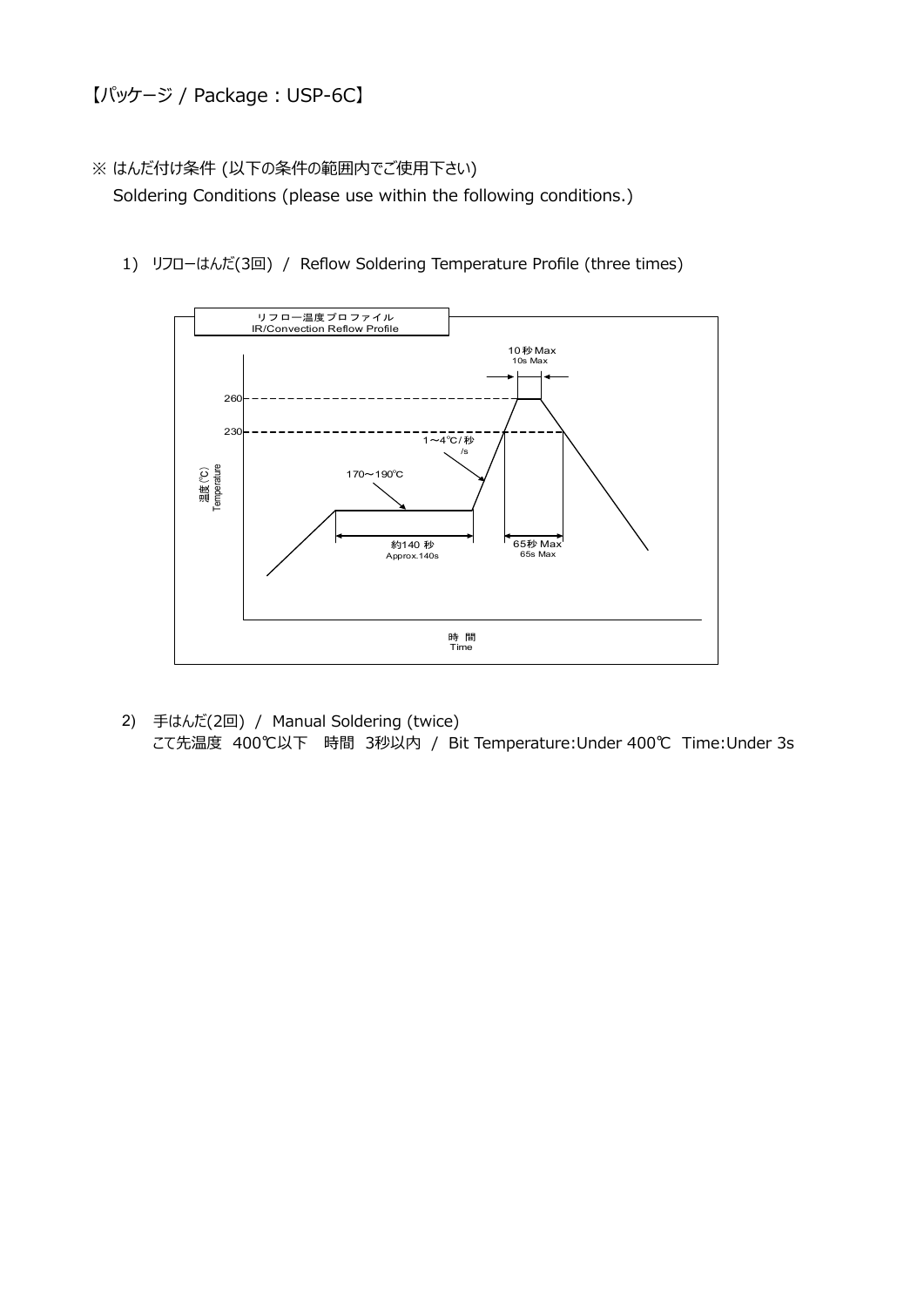【パッケージ / Package : USP-6C】

※ はんだ付け条件 (以下の条件の範囲内でご使用下さい)
Soldering Conditions (please use within the following conditions.)

1) リフローはんだ(3回) / Reflow Soldering Temperature Profile (three times)

リフロー温度プロファイル
IR/Convection Reflow Profile

10秒 Max
10s Max

260

230

1〜4℃/秒
/s

170〜190℃

温度(℃)
Temperature

約140 秒
Approx.140s

65秒 Max
65s Max

時 間
Time

2) 手はんだ(2回) / Manual Soldering (twice)
こて先温度 400℃以下 時間 3秒以内 / Bit Temperature:Under 400℃ Time:Under 3s